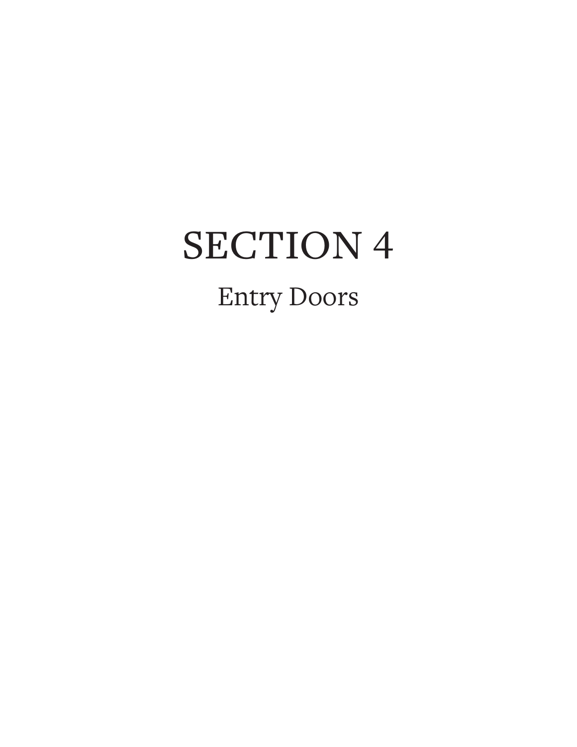# SECTION 4

## Entry Doors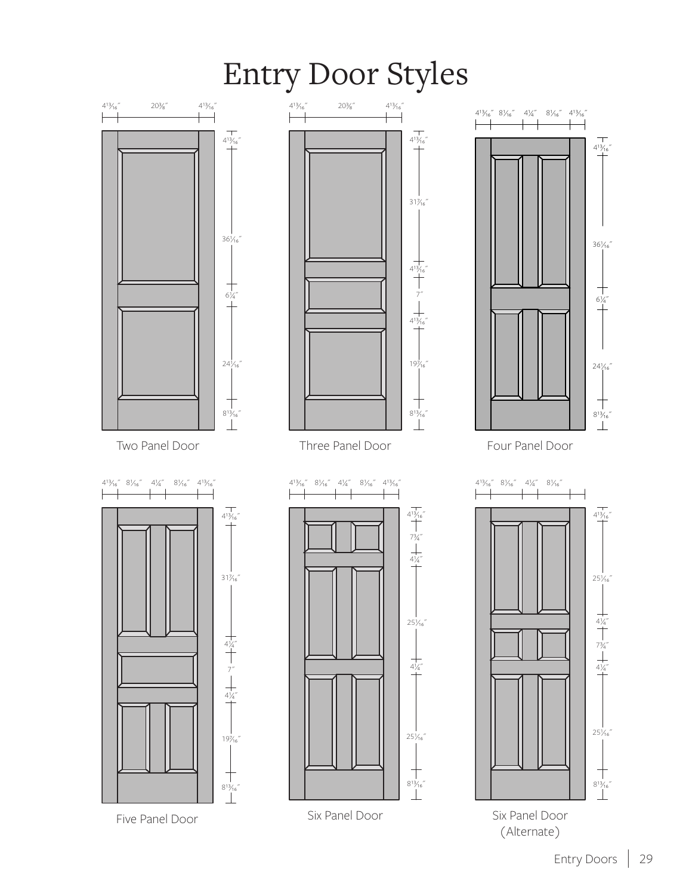# Entry Door Styles

Two Panel Door

Three Panel Door

Four Panel Door

Five Panel Door

Six Panel Door

Six Panel Door (Alternate)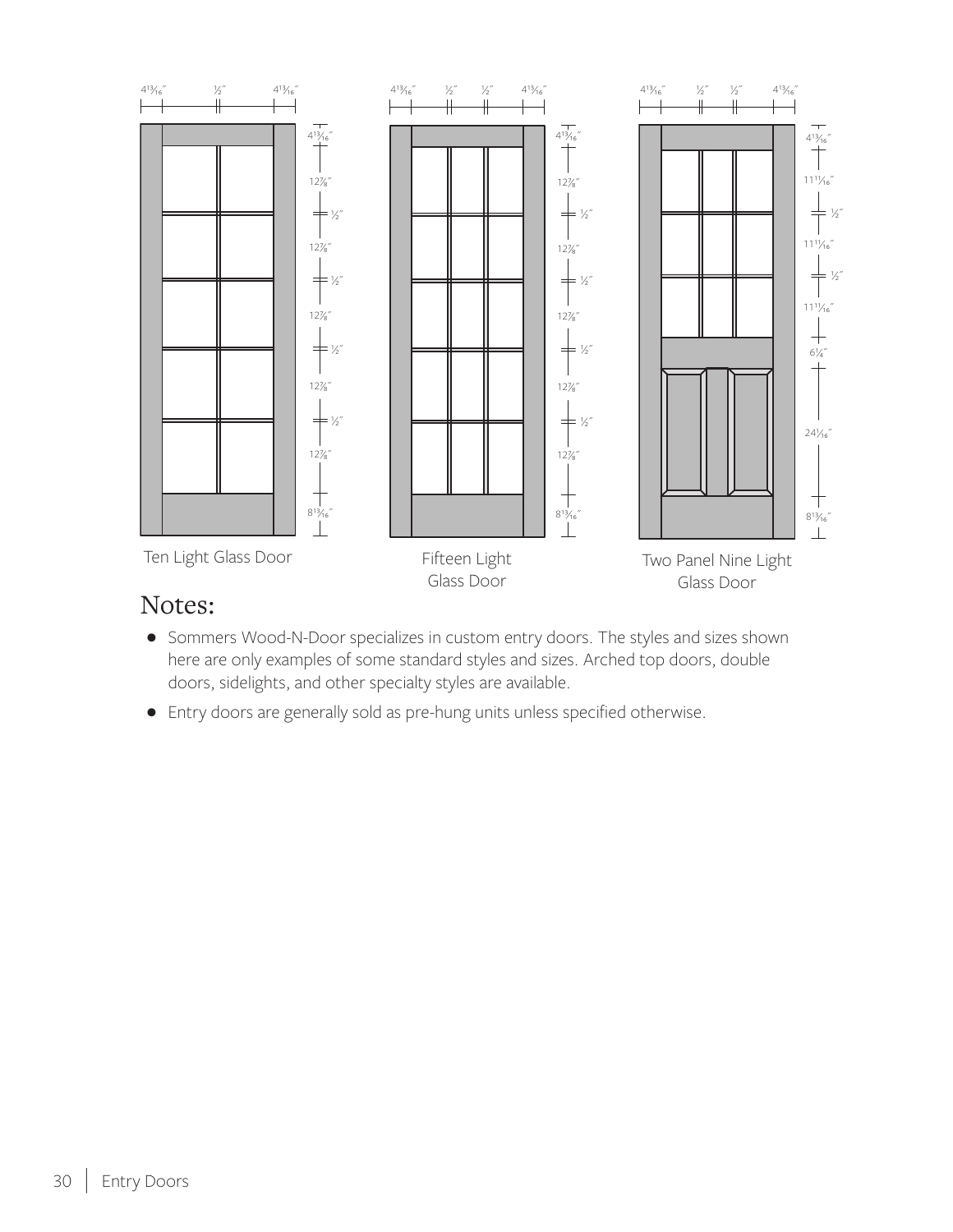4¹³⁄₁₆″ ½″ 4¹³⁄₁₆″

4¹³⁄₁₆″
12⅞″
½″
12⅞″
½″
12⅞″
½″
12⅞″
½″
12⅞″
8¹³⁄₁₆″

Ten Light Glass Door

4¹³⁄₁₆″ ½″ ½″ 4¹³⁄₁₆″

4¹³⁄₁₆″
12⅞″
½″
12⅞″
½″
12⅞″
½″
12⅞″
½″
12⅞″
8¹³⁄₁₆″

Fifteen Light Glass Door

4¹³⁄₁₆″ ½″ ½″ 4¹³⁄₁₆″

4¹³⁄₁₆″
11¹¹⁄₁₆″
½″
11¹¹⁄₁₆″
½″
11¹¹⁄₁₆″
6¼″
24¹⁄₁₆″
8¹³⁄₁₆″

Two Panel Nine Light Glass Door

## Notes:

- Sommers Wood-N-Door specializes in custom entry doors. The styles and sizes shown here are only examples of some standard styles and sizes. Arched top doors, double doors, sidelights, and other specialty styles are available.
- Entry doors are generally sold as pre-hung units unless specified otherwise.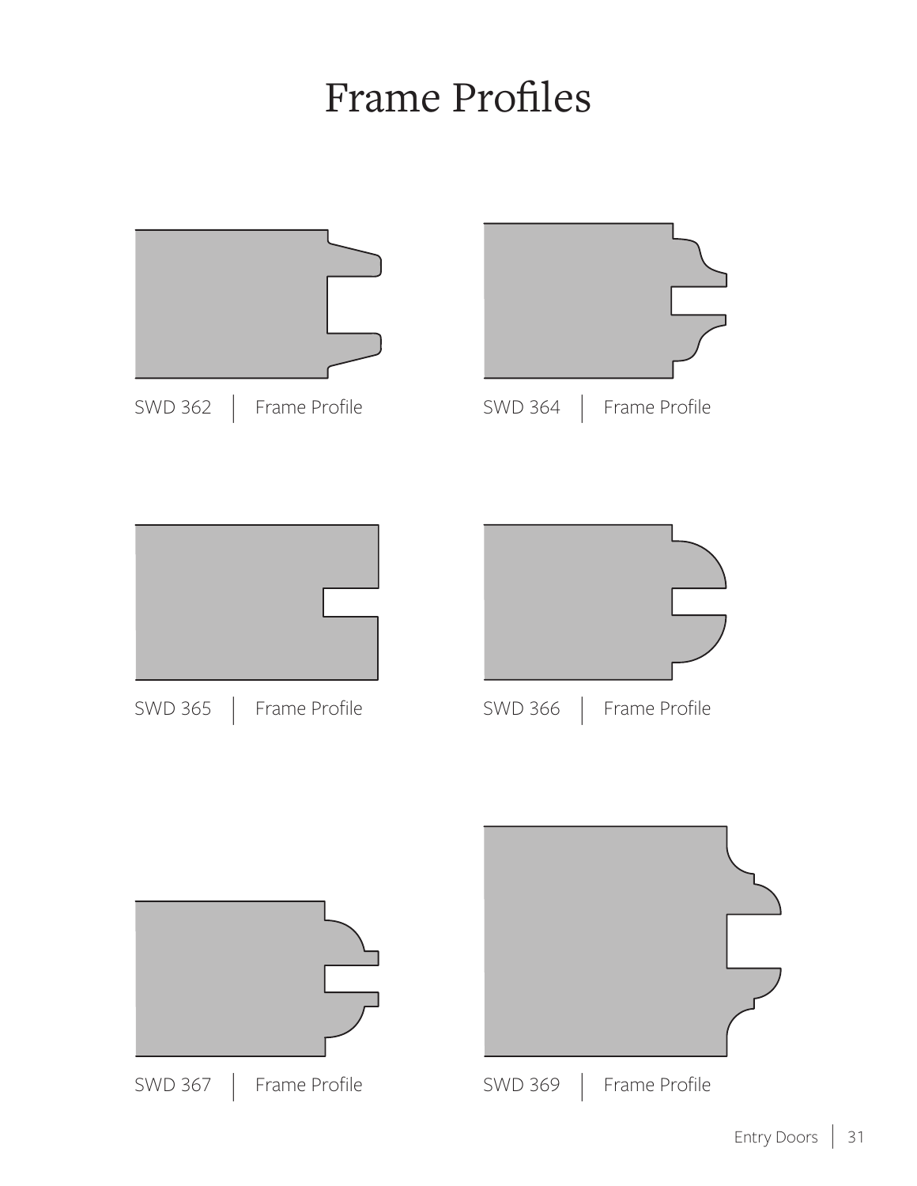# Frame Profiles

SWD 362 | Frame Profile

SWD 364 | Frame Profile

SWD 365 | Frame Profile

SWD 366 | Frame Profile

SWD 367 | Frame Profile

SWD 369 | Frame Profile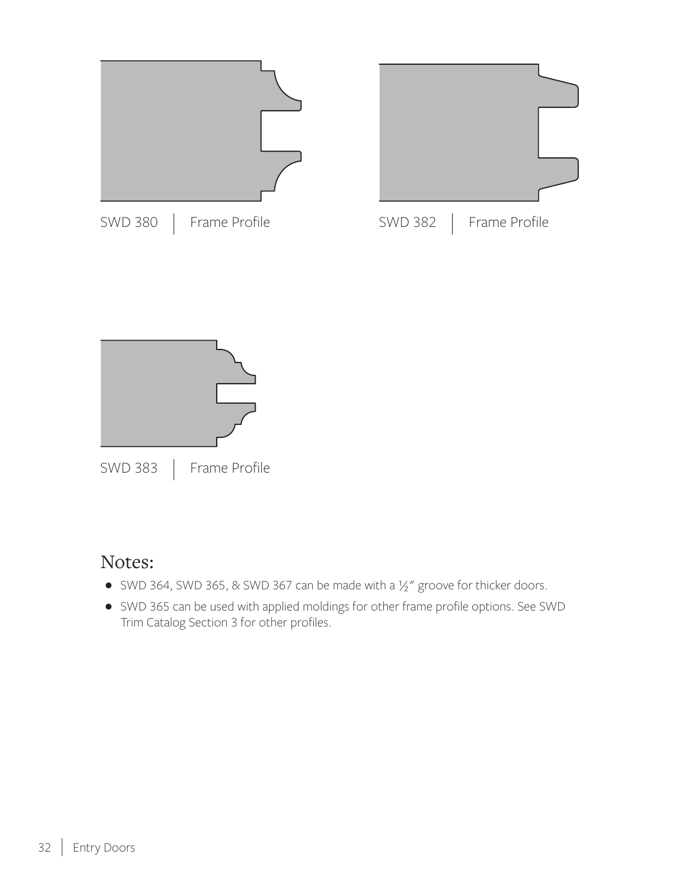SWD 380 | Frame Profile

SWD 382 | Frame Profile

SWD 383 | Frame Profile

## Notes:

- SWD 364, SWD 365, & SWD 367 can be made with a ½″ groove for thicker doors.
- SWD 365 can be used with applied moldings for other frame profile options. See SWD Trim Catalog Section 3 for other profiles.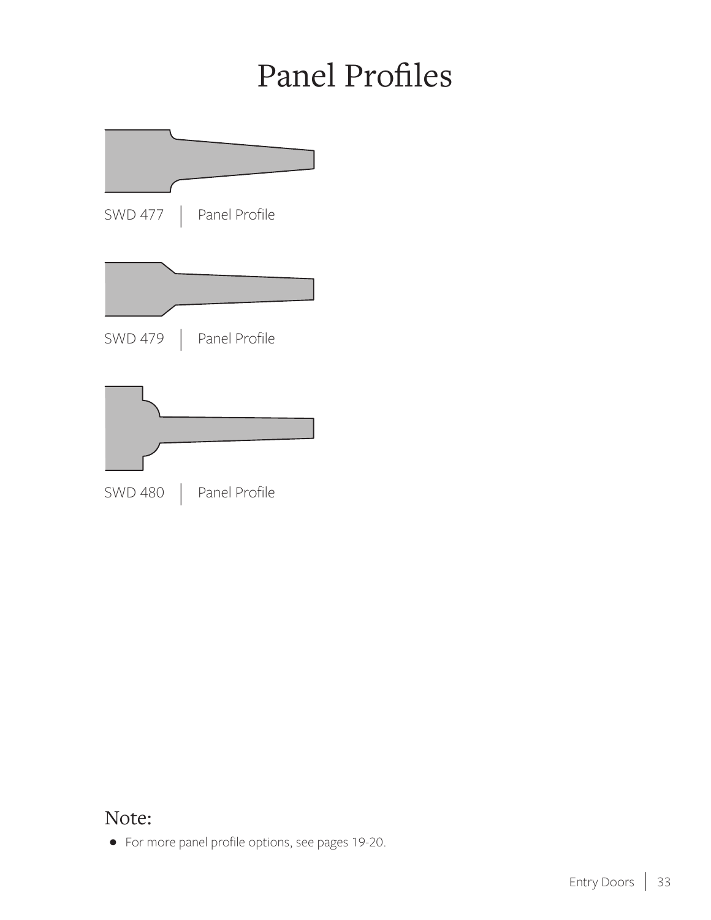# Panel Profiles

SWD 477 | Panel Profile

SWD 479 | Panel Profile

SWD 480 | Panel Profile

## Note:

- For more panel profile options, see pages 19-20.